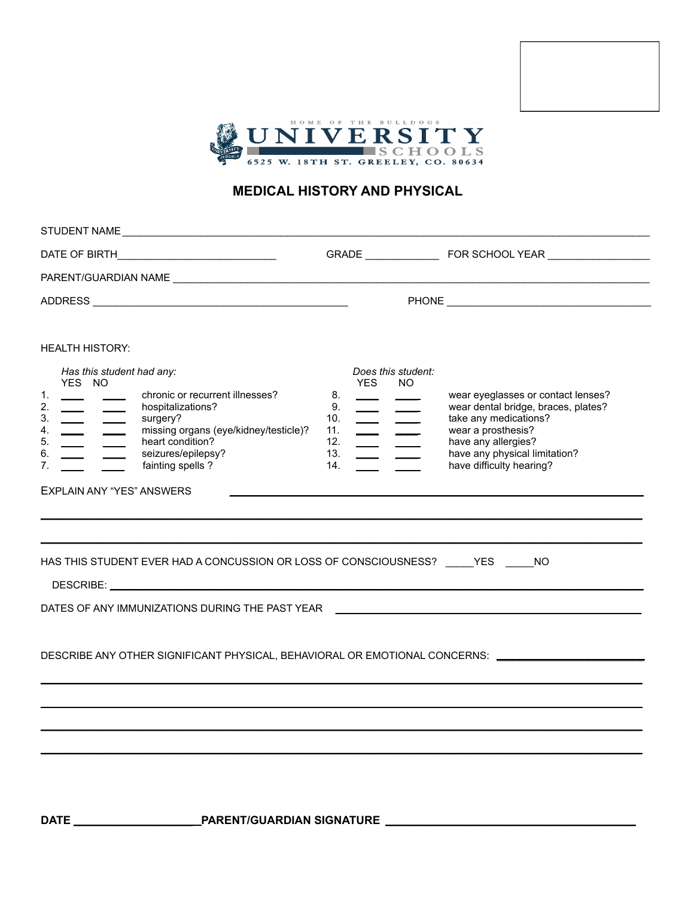HOME OF THE BULLDOGS

UNIVERSITY SCHOOLS

6525 W. 18TH ST. GREELEY, CO. 80634

# MEDICAL HISTORY AND PHYSICAL

STUDENT NAME ____________________________________________

DATE OF BIRTH__________________________ GRADE _____________ FOR SCHOOL YEAR _________________

PARENT/GUARDIAN NAME ____________________________________________

ADDRESS ____________________________________________ PHONE ___________________________________

HEALTH HISTORY:

*Has this student had any:*

| | YES | NO | |
|---|---|---|---|
| 1. | ____ | ____ | chronic or recurrent illnesses? |
| 2. | ____ | ____ | hospitalizations? |
| 3. | ____ | ____ | surgery? |
| 4. | ____ | ____ | missing organs (eye/kidney/testicle)? |
| 5. | ____ | ____ | heart condition? |
| 6. | ____ | ____ | seizures/epilepsy? |
| 7. | ____ | ____ | fainting spells ? |

*Does this student:*

| | YES | NO | |
|---|---|---|---|
| 8. | ____ | ____ | wear eyeglasses or contact lenses? |
| 9. | ____ | ____ | wear dental bridge, braces, plates? |
| 10. | ____ | ____ | take any medications? |
| 11. | ____ | ____ | wear a prosthesis? |
| 12. | ____ | ____ | have any allergies? |
| 13. | ____ | ____ | have any physical limitation? |
| 14. | ____ | ____ | have difficulty hearing? |

EXPLAIN ANY "YES" ANSWERS ____________________________________________

____________________________________________

____________________________________________

HAS THIS STUDENT EVER HAD A CONCUSSION OR LOSS OF CONSCIOUSNESS? _____YES _____NO

DESCRIBE: ____________________________________________

DATES OF ANY IMMUNIZATIONS DURING THE PAST YEAR ____________________________________________

DESCRIBE ANY OTHER SIGNIFICANT PHYSICAL, BEHAVIORAL OR EMOTIONAL CONCERNS: ________________________

____________________________________________

____________________________________________

____________________________________________

____________________________________________

**DATE ____________________ PARENT/GUARDIAN SIGNATURE ______________________________________**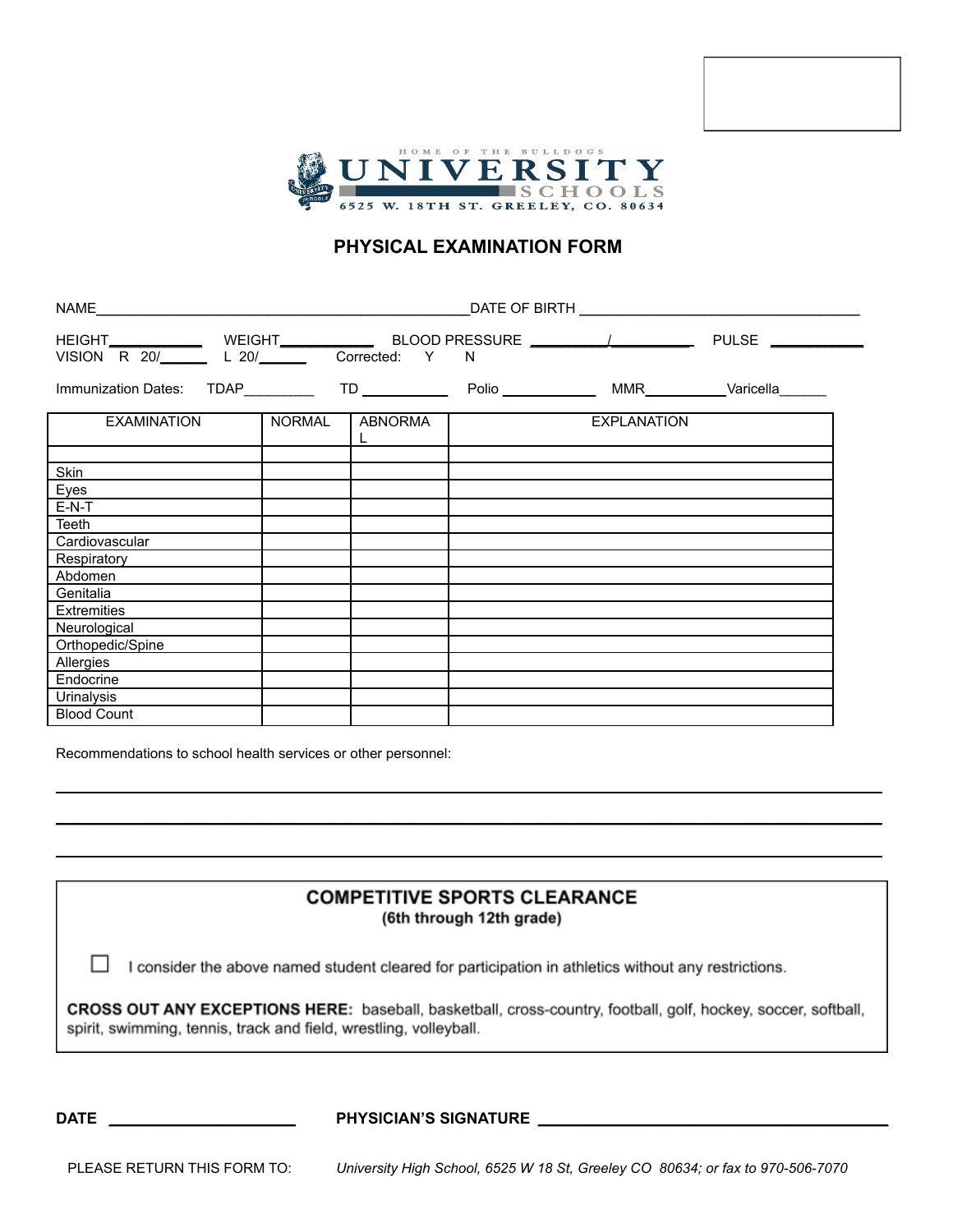HOME OF THE BULLDOGS

UNIVERSITY SCHOOLS

6525 W. 18TH ST. GREELEY, CO. 80634

# PHYSICAL EXAMINATION FORM

NAME_______________________________________________DATE OF BIRTH ___________________________________

HEIGHT___________ WEIGHT___________ BLOOD PRESSURE _________/__________ PULSE ___________

VISION R 20/______ L 20/______ Corrected: Y N

Immunization Dates: TDAP_________ TD ___________ Polio ____________ MMR__________Varicella______

| EXAMINATION | NORMAL | ABNORMAL | EXPLANATION |
|---|---|---|---|
| | | | |
| Skin | | | |
| Eyes | | | |
| E-N-T | | | |
| Teeth | | | |
| Cardiovascular | | | |
| Respiratory | | | |
| Abdomen | | | |
| Genitalia | | | |
| Extremities | | | |
| Neurological | | | |
| Orthopedic/Spine | | | |
| Allergies | | | |
| Endocrine | | | |
| Urinalysis | | | |
| Blood Count | | | |

Recommendations to school health services or other personnel:

______________________________________________________________________________

______________________________________________________________________________

______________________________________________________________________________

## COMPETITIVE SPORTS CLEARANCE

**(6th through 12th grade)**

☐ I consider the above named student cleared for participation in athletics without any restrictions.

**CROSS OUT ANY EXCEPTIONS HERE:** baseball, basketball, cross-country, football, golf, hockey, soccer, softball, spirit, swimming, tennis, track and field, wrestling, volleyball.

**DATE** ____________________ **PHYSICIAN'S SIGNATURE** ______________________________________

PLEASE RETURN THIS FORM TO: *University High School, 6525 W 18 St, Greeley CO 80634; or fax to 970-506-7070*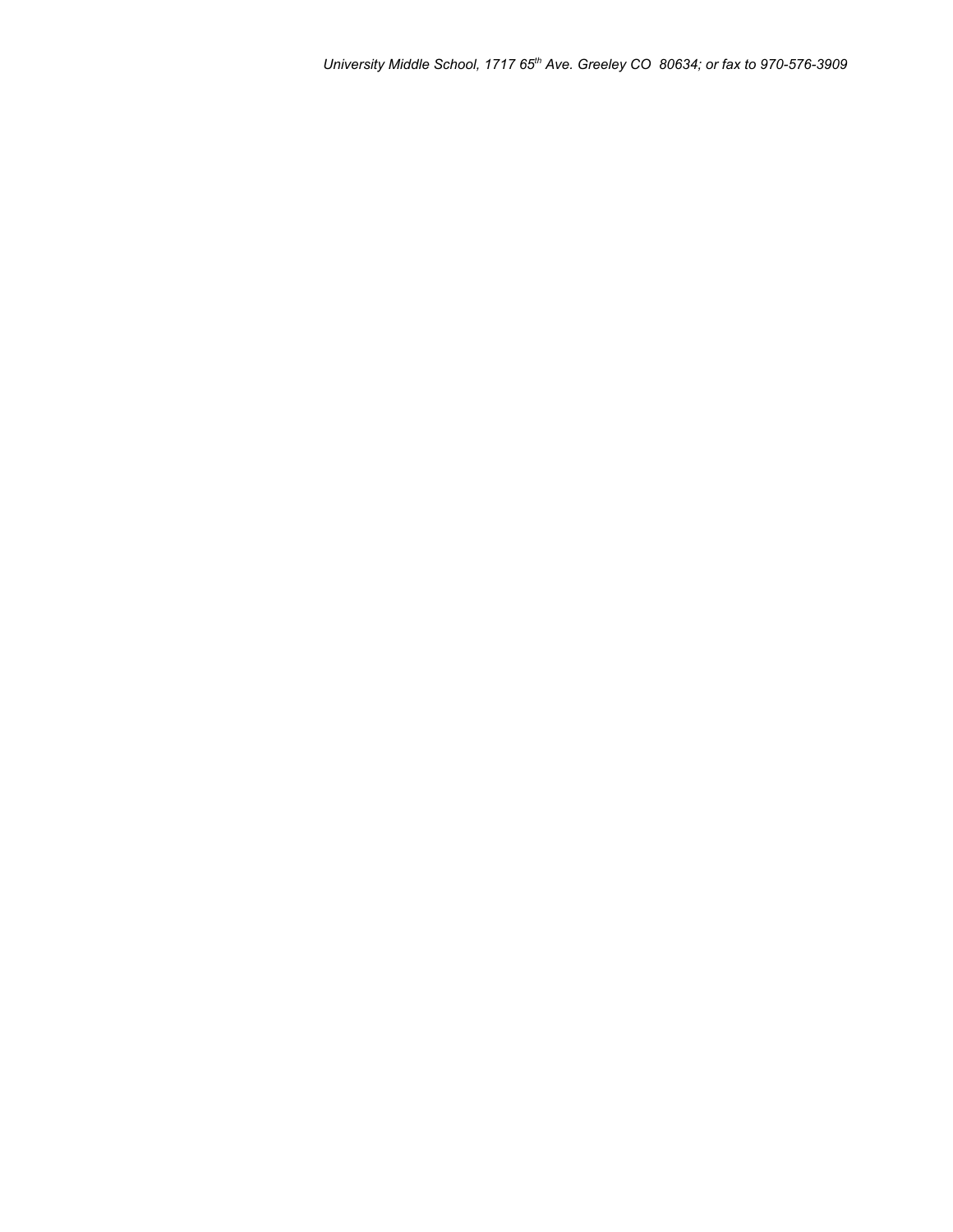*University Middle School, 1717 65$^{th}$ Ave. Greeley CO 80634; or fax to 970-576-3909*